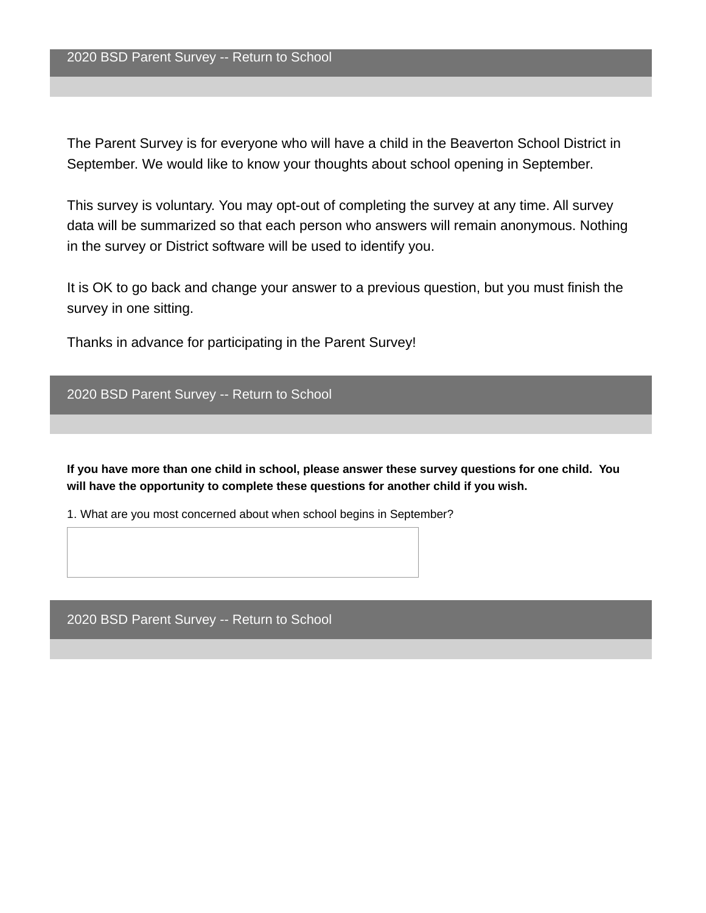## 2020 BSD Parent Survey -- Return to School

The Parent Survey is for everyone who will have a child in the Beaverton School District in September. We would like to know your thoughts about school opening in September.

This survey is voluntary. You may opt-out of completing the survey at any time. All survey data will be summarized so that each person who answers will remain anonymous. Nothing in the survey or District software will be used to identify you.

It is OK to go back and change your answer to a previous question, but you must finish the survey in one sitting.

Thanks in advance for participating in the Parent Survey!

## 2020 BSD Parent Survey -- Return to School

**If you have more than one child in school, please answer these survey questions for one child. You will have the opportunity to complete these questions for another child if you wish.**

1. What are you most concerned about when school begins in September?

## 2020 BSD Parent Survey -- Return to School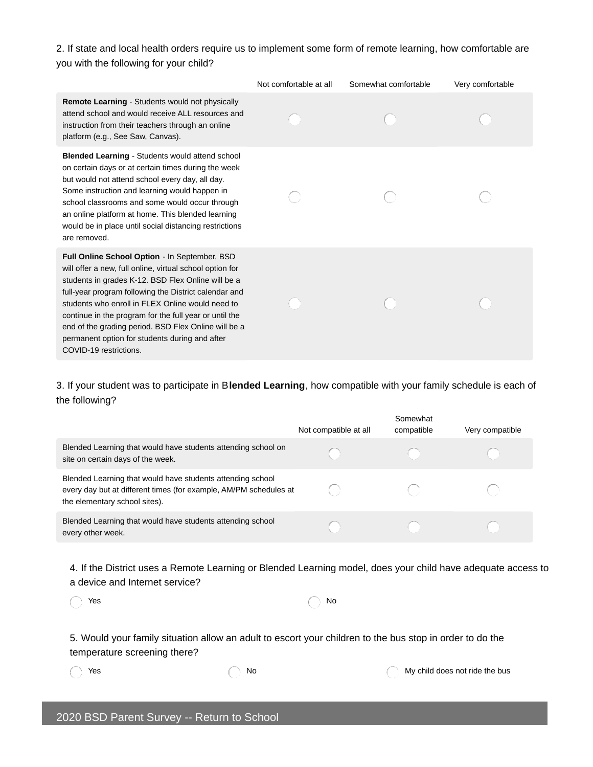2. If state and local health orders require us to implement some form of remote learning, how comfortable are you with the following for your child?

| | Not comfortable at all | Somewhat comfortable | Very comfortable |
|---|---|---|---|
| **Remote Learning** - Students would not physically attend school and would receive ALL resources and instruction from their teachers through an online platform (e.g., See Saw, Canvas). | ◯ | ◯ | ◯ |
| **Blended Learning** - Students would attend school on certain days or at certain times during the week but would not attend school every day, all day. Some instruction and learning would happen in school classrooms and some would occur through an online platform at home. This blended learning would be in place until social distancing restrictions are removed. | ◯ | ◯ | ◯ |
| **Full Online School Option** - In September, BSD will offer a new, full online, virtual school option for students in grades K-12. BSD Flex Online will be a full-year program following the District calendar and students who enroll in FLEX Online would need to continue in the program for the full year or until the end of the grading period. BSD Flex Online will be a permanent option for students during and after COVID-19 restrictions. | ◯ | ◯ | ◯ |

3. If your student was to participate in B**lended Learning**, how compatible with your family schedule is each of the following?

| | Not compatible at all | Somewhat compatible | Very compatible |
|---|---|---|---|
| Blended Learning that would have students attending school on site on certain days of the week. | ◯ | ◯ | ◯ |
| Blended Learning that would have students attending school every day but at different times (for example, AM/PM schedules at the elementary school sites). | ◯ | ◯ | ◯ |
| Blended Learning that would have students attending school every other week. | ◯ | ◯ | ◯ |

4. If the District uses a Remote Learning or Blended Learning model, does your child have adequate access to a device and Internet service?

◯ Yes ◯ No

5. Would your family situation allow an adult to escort your children to the bus stop in order to do the temperature screening there?

◯ Yes ◯ No ◯ My child does not ride the bus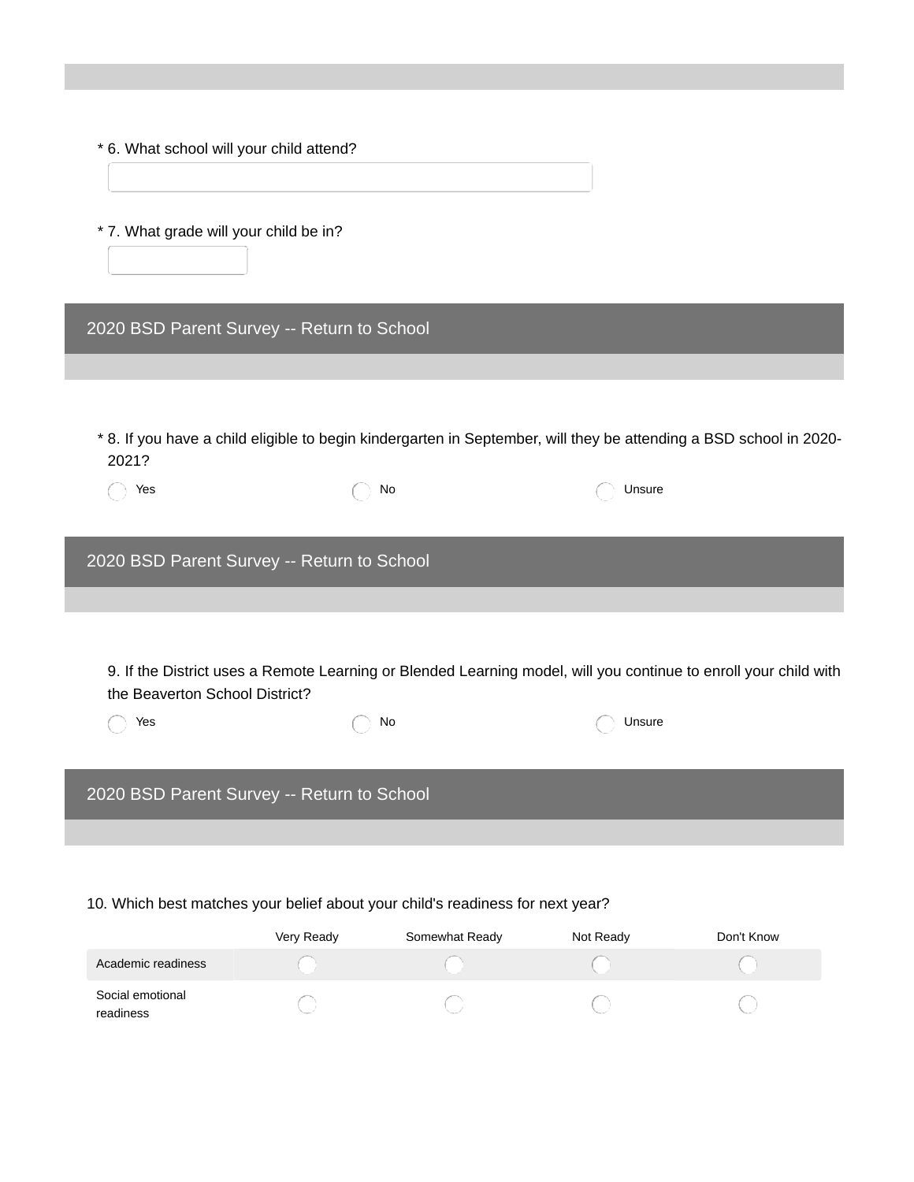\* 6. What school will your child attend?

\* 7. What grade will your child be in?

## 2020 BSD Parent Survey -- Return to School

\* 8. If you have a child eligible to begin kindergarten in September, will they be attending a BSD school in 2020-2021?

- ◯ Yes
- ◯ No
- ◯ Unsure

## 2020 BSD Parent Survey -- Return to School

9. If the District uses a Remote Learning or Blended Learning model, will you continue to enroll your child with the Beaverton School District?

- ◯ Yes
- ◯ No
- ◯ Unsure

## 2020 BSD Parent Survey -- Return to School

10. Which best matches your belief about your child's readiness for next year?

| | Very Ready | Somewhat Ready | Not Ready | Don't Know |
|---|---|---|---|---|
| Academic readiness | ◯ | ◯ | ◯ | ◯ |
| Social emotional readiness | ◯ | ◯ | ◯ | ◯ |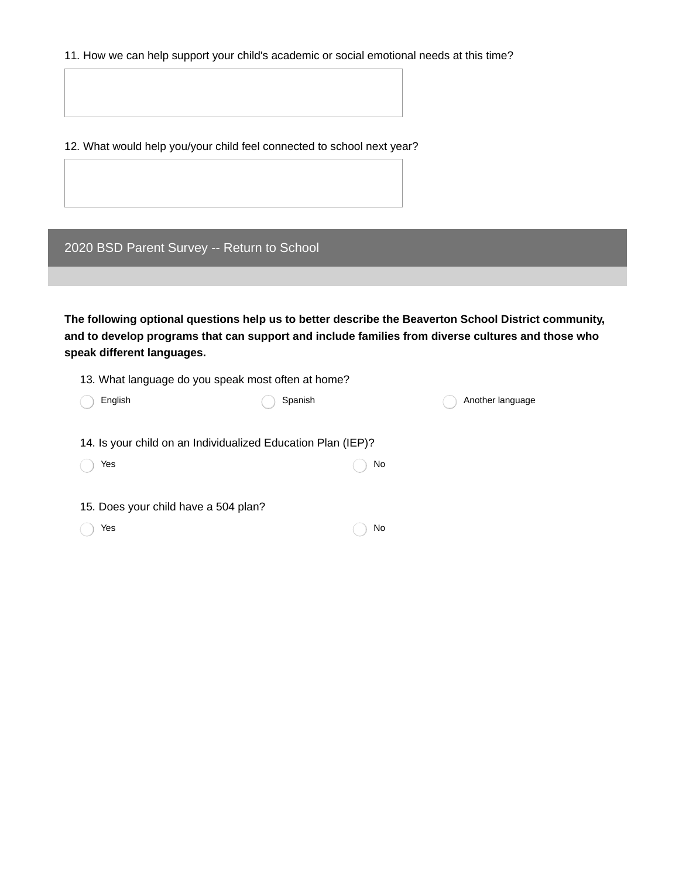11. How we can help support your child's academic or social emotional needs at this time?

12. What would help you/your child feel connected to school next year?

## 2020 BSD Parent Survey -- Return to School

**The following optional questions help us to better describe the Beaverton School District community, and to develop programs that can support and include families from diverse cultures and those who speak different languages.**

13. What language do you speak most often at home?

- English
- Spanish
- Another language

14. Is your child on an Individualized Education Plan (IEP)?

- Yes
- No

15. Does your child have a 504 plan?

- Yes
- No